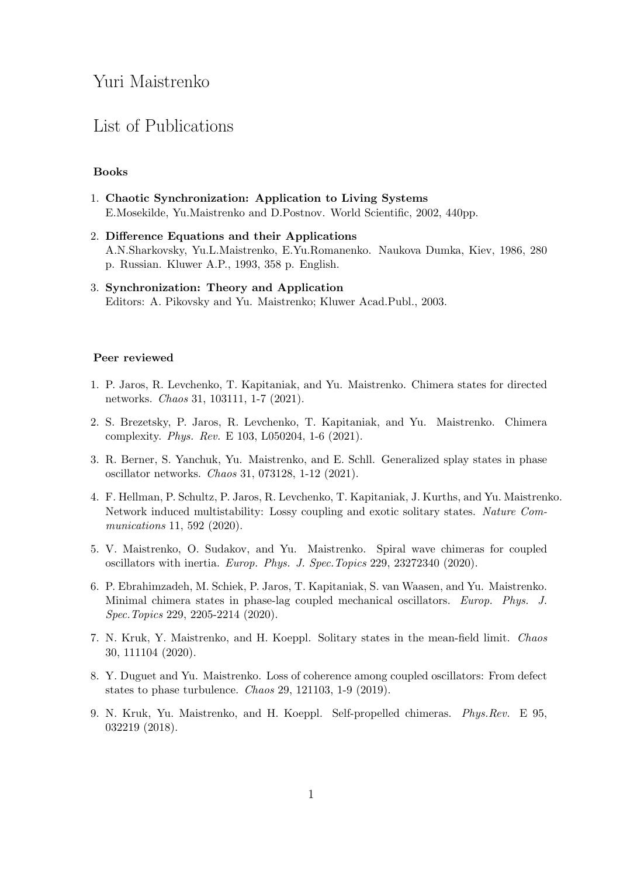# Yuri Maistrenko

# List of Publications

### Books

1. **Chaotic Synchronization: Application to Living Systems**
   E.Mosekilde, Yu.Maistrenko and D.Postnov. World Scientific, 2002, 440pp.

2. **Difference Equations and their Applications**
   A.N.Sharkovsky, Yu.L.Maistrenko, E.Yu.Romanenko. Naukova Dumka, Kiev, 1986, 280 p. Russian. Kluwer A.P., 1993, 358 p. English.

3. **Synchronization: Theory and Application**
   Editors: A. Pikovsky and Yu. Maistrenko; Kluwer Acad.Publ., 2003.

### Peer reviewed

1. P. Jaros, R. Levchenko, T. Kapitaniak, and Yu. Maistrenko. Chimera states for directed networks. *Chaos* 31, 103111, 1-7 (2021).

2. S. Brezetsky, P. Jaros, R. Levchenko, T. Kapitaniak, and Yu. Maistrenko. Chimera complexity. *Phys. Rev.* E 103, L050204, 1-6 (2021).

3. R. Berner, S. Yanchuk, Yu. Maistrenko, and E. Schll. Generalized splay states in phase oscillator networks. *Chaos* 31, 073128, 1-12 (2021).

4. F. Hellman, P. Schultz, P. Jaros, R. Levchenko, T. Kapitaniak, J. Kurths, and Yu. Maistrenko. Network induced multistability: Lossy coupling and exotic solitary states. *Nature Communications* 11, 592 (2020).

5. V. Maistrenko, O. Sudakov, and Yu. Maistrenko. Spiral wave chimeras for coupled oscillators with inertia. *Europ. Phys. J. Spec.Topics* 229, 23272340 (2020).

6. P. Ebrahimzadeh, M. Schiek, P. Jaros, T. Kapitaniak, S. van Waasen, and Yu. Maistrenko. Minimal chimera states in phase-lag coupled mechanical oscillators. *Europ. Phys. J. Spec.Topics* 229, 2205-2214 (2020).

7. N. Kruk, Y. Maistrenko, and H. Koeppl. Solitary states in the mean-field limit. *Chaos* 30, 111104 (2020).

8. Y. Duguet and Yu. Maistrenko. Loss of coherence among coupled oscillators: From defect states to phase turbulence. *Chaos* 29, 121103, 1-9 (2019).

9. N. Kruk, Yu. Maistrenko, and H. Koeppl. Self-propelled chimeras. *Phys.Rev.* E 95, 032219 (2018).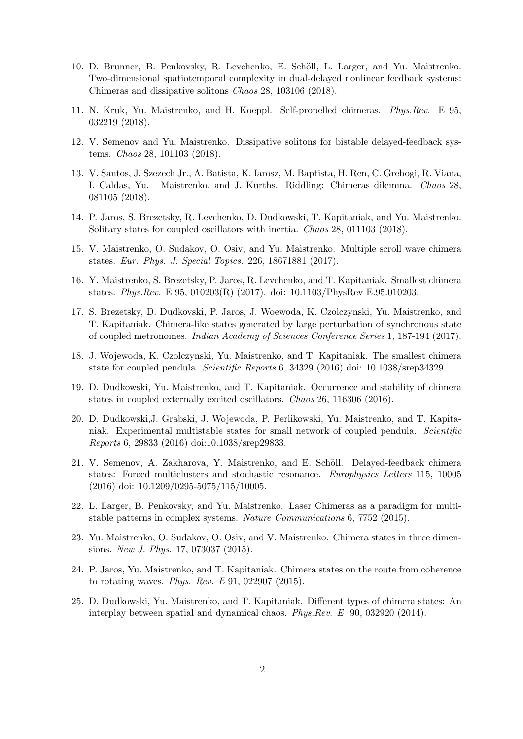10. D. Brunner, B. Penkovsky, R. Levchenko, E. Schöll, L. Larger, and Yu. Maistrenko. Two-dimensional spatiotemporal complexity in dual-delayed nonlinear feedback systems: Chimeras and dissipative solitons *Chaos* 28, 103106 (2018).

11. N. Kruk, Yu. Maistrenko, and H. Koeppl. Self-propelled chimeras. *Phys.Rev.* E 95, 032219 (2018).

12. V. Semenov and Yu. Maistrenko. Dissipative solitons for bistable delayed-feedback systems. *Chaos* 28, 101103 (2018).

13. V. Santos, J. Szezech Jr., A. Batista, K. Iarosz, M. Baptista, H. Ren, C. Grebogi, R. Viana, I. Caldas, Yu. Maistrenko, and J. Kurths. Riddling: Chimeras dilemma. *Chaos* 28, 081105 (2018).

14. P. Jaros, S. Brezetsky, R. Levchenko, D. Dudkowski, T. Kapitaniak, and Yu. Maistrenko. Solitary states for coupled oscillators with inertia. *Chaos* 28, 011103 (2018).

15. V. Maistrenko, O. Sudakov, O. Osiv, and Yu. Maistrenko. Multiple scroll wave chimera states. *Eur. Phys. J. Special Topics.* 226, 18671881 (2017).

16. Y. Maistrenko, S. Brezetsky, P. Jaros, R. Levchenko, and T. Kapitaniak. Smallest chimera states. *Phys.Rev.* E 95, 010203(R) (2017). doi: 10.1103/PhysRev E.95.010203.

17. S. Brezetsky, D. Dudkovski, P. Jaros, J. Woewoda, K. Czolczynski, Yu. Maistrenko, and T. Kapitaniak. Chimera-like states generated by large perturbation of synchronous state of coupled metronomes. *Indian Academy of Sciences Conference Series* 1, 187-194 (2017).

18. J. Wojewoda, K. Czolczynski, Yu. Maistrenko, and T. Kapitaniak. The smallest chimera state for coupled pendula. *Scientific Reports* 6, 34329 (2016) doi: 10.1038/srep34329.

19. D. Dudkowski, Yu. Maistrenko, and T. Kapitaniak. Occurrence and stability of chimera states in coupled externally excited oscillators. *Chaos* 26, 116306 (2016).

20. D. Dudkowski,J. Grabski, J. Wojewoda, P. Perlikowski, Yu. Maistrenko, and T. Kapitaniak. Experimental multistable states for small network of coupled pendula. *Scientific Reports* 6, 29833 (2016) doi:10.1038/srep29833.

21. V. Semenov, A. Zakharova, Y. Maistrenko, and E. Schöll. Delayed-feedback chimera states: Forced multiclusters and stochastic resonance. *Europhysics Letters* 115, 10005 (2016) doi: 10.1209/0295-5075/115/10005.

22. L. Larger, B. Penkovsky, and Yu. Maistrenko. Laser Chimeras as a paradigm for multistable patterns in complex systems. *Nature Communications* 6, 7752 (2015).

23. Yu. Maistrenko, O. Sudakov, O. Osiv, and V. Maistrenko. Chimera states in three dimensions. *New J. Phys.* 17, 073037 (2015).

24. P. Jaros, Yu. Maistrenko, and T. Kapitaniak. Chimera states on the route from coherence to rotating waves. *Phys. Rev. E* 91, 022907 (2015).

25. D. Dudkowski, Yu. Maistrenko, and T. Kapitaniak. Different types of chimera states: An interplay between spatial and dynamical chaos. *Phys.Rev. E* 90, 032920 (2014).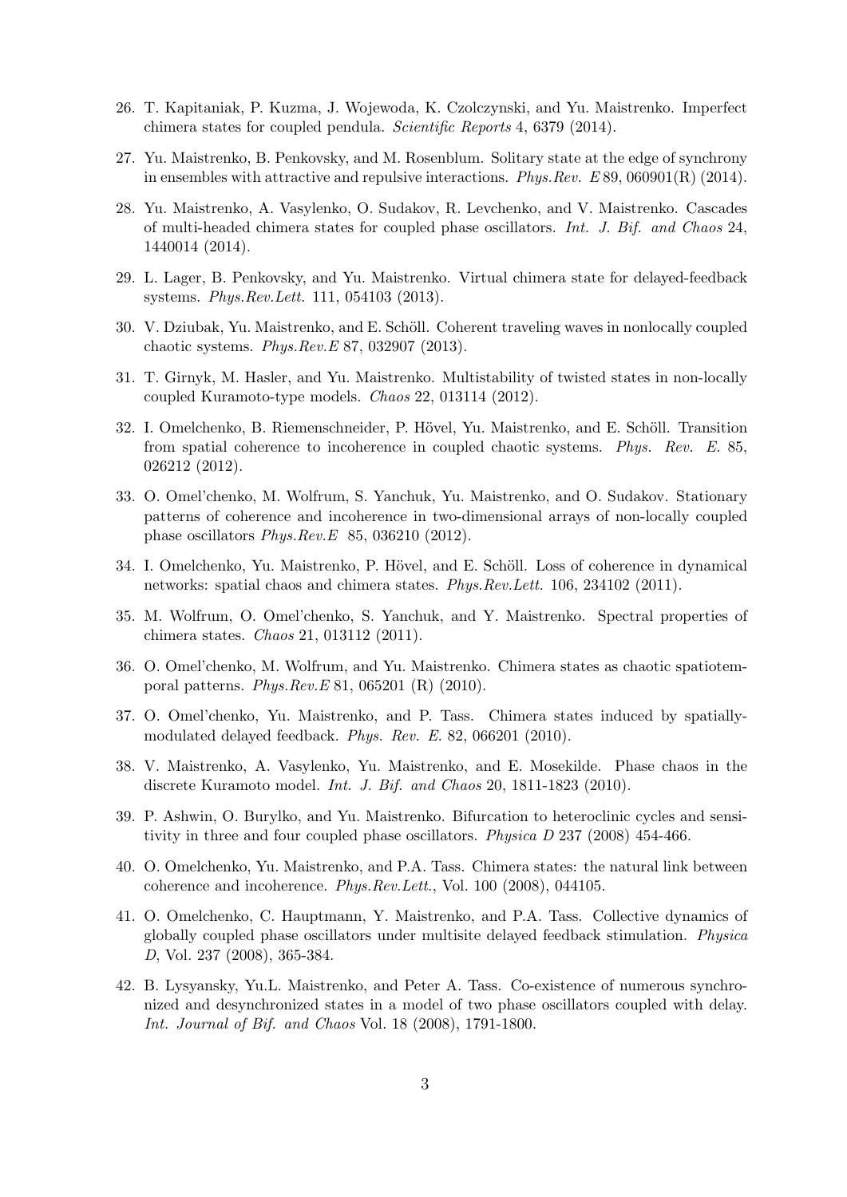26. T. Kapitaniak, P. Kuzma, J. Wojewoda, K. Czolczynski, and Yu. Maistrenko. Imperfect chimera states for coupled pendula. *Scientific Reports* 4, 6379 (2014).

27. Yu. Maistrenko, B. Penkovsky, and M. Rosenblum. Solitary state at the edge of synchrony in ensembles with attractive and repulsive interactions. *Phys.Rev. E* 89, 060901(R) (2014).

28. Yu. Maistrenko, A. Vasylenko, O. Sudakov, R. Levchenko, and V. Maistrenko. Cascades of multi-headed chimera states for coupled phase oscillators. *Int. J. Bif. and Chaos* 24, 1440014 (2014).

29. L. Lager, B. Penkovsky, and Yu. Maistrenko. Virtual chimera state for delayed-feedback systems. *Phys.Rev.Lett.* 111, 054103 (2013).

30. V. Dziubak, Yu. Maistrenko, and E. Schöll. Coherent traveling waves in nonlocally coupled chaotic systems. *Phys.Rev.E* 87, 032907 (2013).

31. T. Girnyk, M. Hasler, and Yu. Maistrenko. Multistability of twisted states in non-locally coupled Kuramoto-type models. *Chaos* 22, 013114 (2012).

32. I. Omelchenko, B. Riemenschneider, P. Hövel, Yu. Maistrenko, and E. Schöll. Transition from spatial coherence to incoherence in coupled chaotic systems. *Phys. Rev. E.* 85, 026212 (2012).

33. O. Omel'chenko, M. Wolfrum, S. Yanchuk, Yu. Maistrenko, and O. Sudakov. Stationary patterns of coherence and incoherence in two-dimensional arrays of non-locally coupled phase oscillators *Phys.Rev.E* 85, 036210 (2012).

34. I. Omelchenko, Yu. Maistrenko, P. Hövel, and E. Schöll. Loss of coherence in dynamical networks: spatial chaos and chimera states. *Phys.Rev.Lett.* 106, 234102 (2011).

35. M. Wolfrum, O. Omel'chenko, S. Yanchuk, and Y. Maistrenko. Spectral properties of chimera states. *Chaos* 21, 013112 (2011).

36. O. Omel'chenko, M. Wolfrum, and Yu. Maistrenko. Chimera states as chaotic spatiotemporal patterns. *Phys.Rev.E* 81, 065201 (R) (2010).

37. O. Omel'chenko, Yu. Maistrenko, and P. Tass. Chimera states induced by spatially-modulated delayed feedback. *Phys. Rev. E.* 82, 066201 (2010).

38. V. Maistrenko, A. Vasylenko, Yu. Maistrenko, and E. Mosekilde. Phase chaos in the discrete Kuramoto model. *Int. J. Bif. and Chaos* 20, 1811-1823 (2010).

39. P. Ashwin, O. Burylko, and Yu. Maistrenko. Bifurcation to heteroclinic cycles and sensitivity in three and four coupled phase oscillators. *Physica D* 237 (2008) 454-466.

40. O. Omelchenko, Yu. Maistrenko, and P.A. Tass. Chimera states: the natural link between coherence and incoherence. *Phys.Rev.Lett.*, Vol. 100 (2008), 044105.

41. O. Omelchenko, C. Hauptmann, Y. Maistrenko, and P.A. Tass. Collective dynamics of globally coupled phase oscillators under multisite delayed feedback stimulation. *Physica D*, Vol. 237 (2008), 365-384.

42. B. Lysyansky, Yu.L. Maistrenko, and Peter A. Tass. Co-existence of numerous synchronized and desynchronized states in a model of two phase oscillators coupled with delay. *Int. Journal of Bif. and Chaos* Vol. 18 (2008), 1791-1800.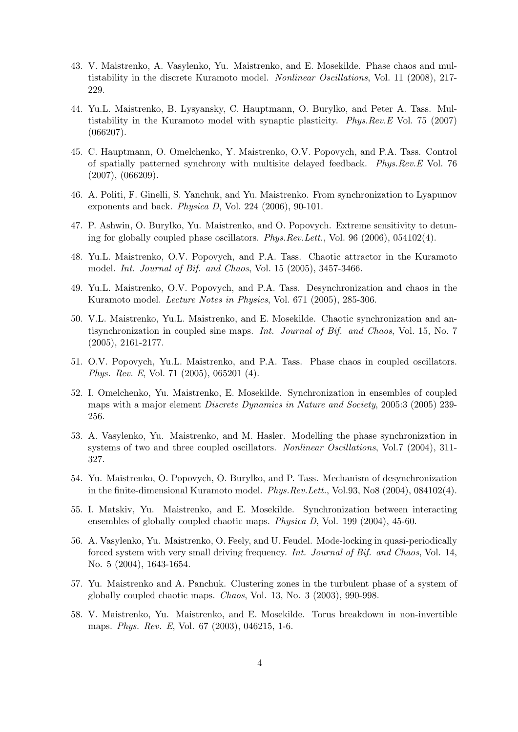43. V. Maistrenko, A. Vasylenko, Yu. Maistrenko, and E. Mosekilde. Phase chaos and multistability in the discrete Kuramoto model. *Nonlinear Oscillations*, Vol. 11 (2008), 217-229.

44. Yu.L. Maistrenko, B. Lysyansky, C. Hauptmann, O. Burylko, and Peter A. Tass. Multistability in the Kuramoto model with synaptic plasticity. *Phys.Rev.E* Vol. 75 (2007) (066207).

45. C. Hauptmann, O. Omelchenko, Y. Maistrenko, O.V. Popovych, and P.A. Tass. Control of spatially patterned synchrony with multisite delayed feedback. *Phys.Rev.E* Vol. 76 (2007), (066209).

46. A. Politi, F. Ginelli, S. Yanchuk, and Yu. Maistrenko. From synchronization to Lyapunov exponents and back. *Physica D*, Vol. 224 (2006), 90-101.

47. P. Ashwin, O. Burylko, Yu. Maistrenko, and O. Popovych. Extreme sensitivity to detuning for globally coupled phase oscillators. *Phys.Rev.Lett.*, Vol. 96 (2006), 054102(4).

48. Yu.L. Maistrenko, O.V. Popovych, and P.A. Tass. Chaotic attractor in the Kuramoto model. *Int. Journal of Bif. and Chaos*, Vol. 15 (2005), 3457-3466.

49. Yu.L. Maistrenko, O.V. Popovych, and P.A. Tass. Desynchronization and chaos in the Kuramoto model. *Lecture Notes in Physics*, Vol. 671 (2005), 285-306.

50. V.L. Maistrenko, Yu.L. Maistrenko, and E. Mosekilde. Chaotic synchronization and antisynchronization in coupled sine maps. *Int. Journal of Bif. and Chaos*, Vol. 15, No. 7 (2005), 2161-2177.

51. O.V. Popovych, Yu.L. Maistrenko, and P.A. Tass. Phase chaos in coupled oscillators. *Phys. Rev. E*, Vol. 71 (2005), 065201 (4).

52. I. Omelchenko, Yu. Maistrenko, E. Mosekilde. Synchronization in ensembles of coupled maps with a major element *Discrete Dynamics in Nature and Society*, 2005:3 (2005) 239-256.

53. A. Vasylenko, Yu. Maistrenko, and M. Hasler. Modelling the phase synchronization in systems of two and three coupled oscillators. *Nonlinear Oscillations*, Vol.7 (2004), 311-327.

54. Yu. Maistrenko, O. Popovych, O. Burylko, and P. Tass. Mechanism of desynchronization in the finite-dimensional Kuramoto model. *Phys.Rev.Lett.*, Vol.93, No8 (2004), 084102(4).

55. I. Matskiv, Yu. Maistrenko, and E. Mosekilde. Synchronization between interacting ensembles of globally coupled chaotic maps. *Physica D*, Vol. 199 (2004), 45-60.

56. A. Vasylenko, Yu. Maistrenko, O. Feely, and U. Feudel. Mode-locking in quasi-periodically forced system with very small driving frequency. *Int. Journal of Bif. and Chaos*, Vol. 14, No. 5 (2004), 1643-1654.

57. Yu. Maistrenko and A. Panchuk. Clustering zones in the turbulent phase of a system of globally coupled chaotic maps. *Chaos*, Vol. 13, No. 3 (2003), 990-998.

58. V. Maistrenko, Yu. Maistrenko, and E. Mosekilde. Torus breakdown in non-invertible maps. *Phys. Rev. E*, Vol. 67 (2003), 046215, 1-6.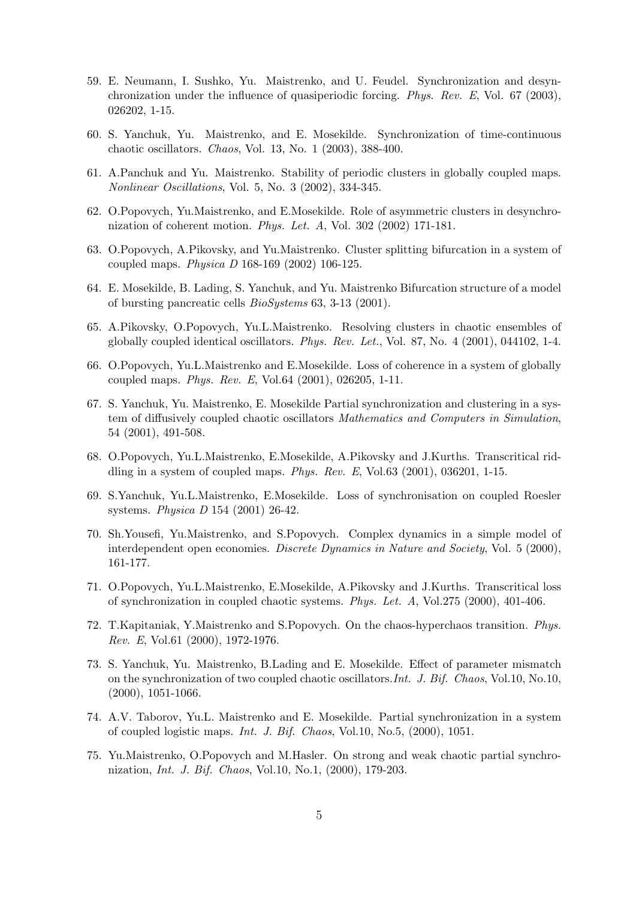59. E. Neumann, I. Sushko, Yu. Maistrenko, and U. Feudel. Synchronization and desynchronization under the influence of quasiperiodic forcing. *Phys. Rev. E*, Vol. 67 (2003), 026202, 1-15.

60. S. Yanchuk, Yu. Maistrenko, and E. Mosekilde. Synchronization of time-continuous chaotic oscillators. *Chaos*, Vol. 13, No. 1 (2003), 388-400.

61. A.Panchuk and Yu. Maistrenko. Stability of periodic clusters in globally coupled maps. *Nonlinear Oscillations*, Vol. 5, No. 3 (2002), 334-345.

62. O.Popovych, Yu.Maistrenko, and E.Mosekilde. Role of asymmetric clusters in desynchronization of coherent motion. *Phys. Let. A*, Vol. 302 (2002) 171-181.

63. O.Popovych, A.Pikovsky, and Yu.Maistrenko. Cluster splitting bifurcation in a system of coupled maps. *Physica D* 168-169 (2002) 106-125.

64. E. Mosekilde, B. Lading, S. Yanchuk, and Yu. Maistrenko Bifurcation structure of a model of bursting pancreatic cells *BioSystems* 63, 3-13 (2001).

65. A.Pikovsky, O.Popovych, Yu.L.Maistrenko. Resolving clusters in chaotic ensembles of globally coupled identical oscillators. *Phys. Rev. Let.*, Vol. 87, No. 4 (2001), 044102, 1-4.

66. O.Popovych, Yu.L.Maistrenko and E.Mosekilde. Loss of coherence in a system of globally coupled maps. *Phys. Rev. E*, Vol.64 (2001), 026205, 1-11.

67. S. Yanchuk, Yu. Maistrenko, E. Mosekilde Partial synchronization and clustering in a system of diffusively coupled chaotic oscillators *Mathematics and Computers in Simulation*, 54 (2001), 491-508.

68. O.Popovych, Yu.L.Maistrenko, E.Mosekilde, A.Pikovsky and J.Kurths. Transcritical riddling in a system of coupled maps. *Phys. Rev. E*, Vol.63 (2001), 036201, 1-15.

69. S.Yanchuk, Yu.L.Maistrenko, E.Mosekilde. Loss of synchronisation on coupled Roesler systems. *Physica D* 154 (2001) 26-42.

70. Sh.Yousefi, Yu.Maistrenko, and S.Popovych. Complex dynamics in a simple model of interdependent open economies. *Discrete Dynamics in Nature and Society*, Vol. 5 (2000), 161-177.

71. O.Popovych, Yu.L.Maistrenko, E.Mosekilde, A.Pikovsky and J.Kurths. Transcritical loss of synchronization in coupled chaotic systems. *Phys. Let. A*, Vol.275 (2000), 401-406.

72. T.Kapitaniak, Y.Maistrenko and S.Popovych. On the chaos-hyperchaos transition. *Phys. Rev. E*, Vol.61 (2000), 1972-1976.

73. S. Yanchuk, Yu. Maistrenko, B.Lading and E. Mosekilde. Effect of parameter mismatch on the synchronization of two coupled chaotic oscillators.*Int. J. Bif. Chaos*, Vol.10, No.10, (2000), 1051-1066.

74. A.V. Taborov, Yu.L. Maistrenko and E. Mosekilde. Partial synchronization in a system of coupled logistic maps. *Int. J. Bif. Chaos*, Vol.10, No.5, (2000), 1051.

75. Yu.Maistrenko, O.Popovych and M.Hasler. On strong and weak chaotic partial synchronization, *Int. J. Bif. Chaos*, Vol.10, No.1, (2000), 179-203.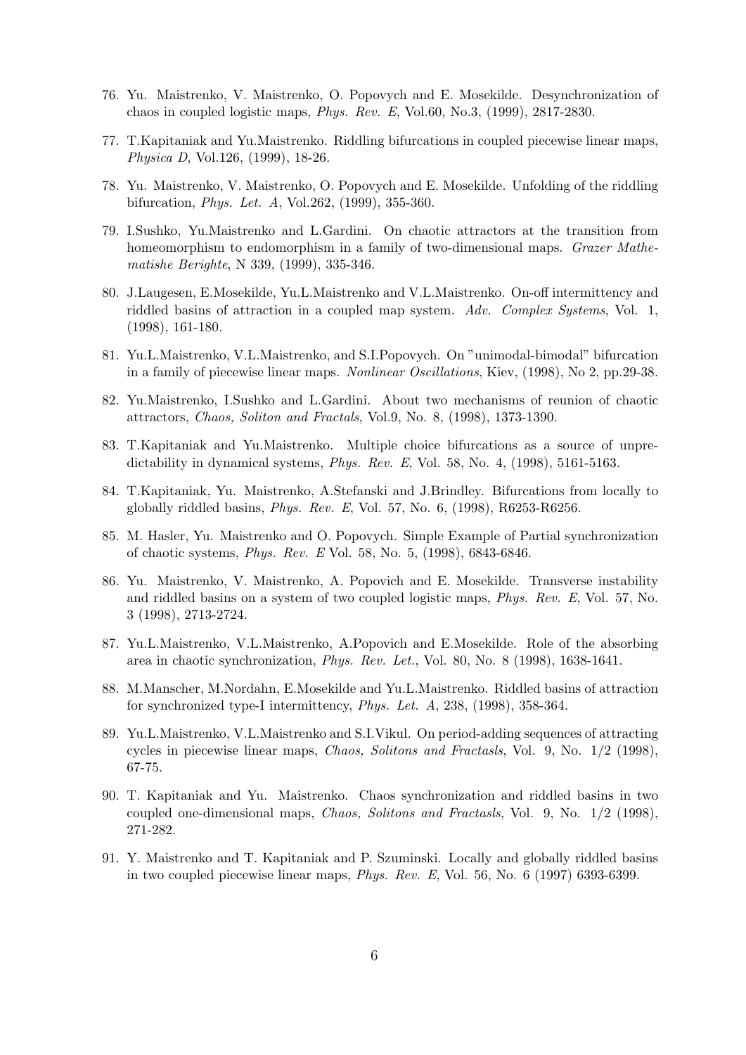76. Yu. Maistrenko, V. Maistrenko, O. Popovych and E. Mosekilde. Desynchronization of chaos in coupled logistic maps, *Phys. Rev. E*, Vol.60, No.3, (1999), 2817-2830.

77. T.Kapitaniak and Yu.Maistrenko. Riddling bifurcations in coupled piecewise linear maps, *Physica D*, Vol.126, (1999), 18-26.

78. Yu. Maistrenko, V. Maistrenko, O. Popovych and E. Mosekilde. Unfolding of the riddling bifurcation, *Phys. Let. A*, Vol.262, (1999), 355-360.

79. I.Sushko, Yu.Maistrenko and L.Gardini. On chaotic attractors at the transition from homeomorphism to endomorphism in a family of two-dimensional maps. *Grazer Mathematishe Berighte*, N 339, (1999), 335-346.

80. J.Laugesen, E.Mosekilde, Yu.L.Maistrenko and V.L.Maistrenko. On-off intermittency and riddled basins of attraction in a coupled map system. *Adv. Complex Systems*, Vol. 1, (1998), 161-180.

81. Yu.L.Maistrenko, V.L.Maistrenko, and S.I.Popovych. On "unimodal-bimodal" bifurcation in a family of piecewise linear maps. *Nonlinear Oscillations*, Kiev, (1998), No 2, pp.29-38.

82. Yu.Maistrenko, I.Sushko and L.Gardini. About two mechanisms of reunion of chaotic attractors, *Chaos, Soliton and Fractals*, Vol.9, No. 8, (1998), 1373-1390.

83. T.Kapitaniak and Yu.Maistrenko. Multiple choice bifurcations as a source of unpredictability in dynamical systems, *Phys. Rev. E*, Vol. 58, No. 4, (1998), 5161-5163.

84. T.Kapitaniak, Yu. Maistrenko, A.Stefanski and J.Brindley. Bifurcations from locally to globally riddled basins, *Phys. Rev. E*, Vol. 57, No. 6, (1998), R6253-R6256.

85. M. Hasler, Yu. Maistrenko and O. Popovych. Simple Example of Partial synchronization of chaotic systems, *Phys. Rev. E* Vol. 58, No. 5, (1998), 6843-6846.

86. Yu. Maistrenko, V. Maistrenko, A. Popovich and E. Mosekilde. Transverse instability and riddled basins on a system of two coupled logistic maps, *Phys. Rev. E*, Vol. 57, No. 3 (1998), 2713-2724.

87. Yu.L.Maistrenko, V.L.Maistrenko, A.Popovich and E.Mosekilde. Role of the absorbing area in chaotic synchronization, *Phys. Rev. Let.*, Vol. 80, No. 8 (1998), 1638-1641.

88. M.Manscher, M.Nordahn, E.Mosekilde and Yu.L.Maistrenko. Riddled basins of attraction for synchronized type-I intermittency, *Phys. Let. A*, 238, (1998), 358-364.

89. Yu.L.Maistrenko, V.L.Maistrenko and S.I.Vikul. On period-adding sequences of attracting cycles in piecewise linear maps, *Chaos, Solitons and Fractasls*, Vol. 9, No. 1/2 (1998), 67-75.

90. T. Kapitaniak and Yu. Maistrenko. Chaos synchronization and riddled basins in two coupled one-dimensional maps, *Chaos, Solitons and Fractasls*, Vol. 9, No. 1/2 (1998), 271-282.

91. Y. Maistrenko and T. Kapitaniak and P. Szuminski. Locally and globally riddled basins in two coupled piecewise linear maps, *Phys. Rev. E*, Vol. 56, No. 6 (1997) 6393-6399.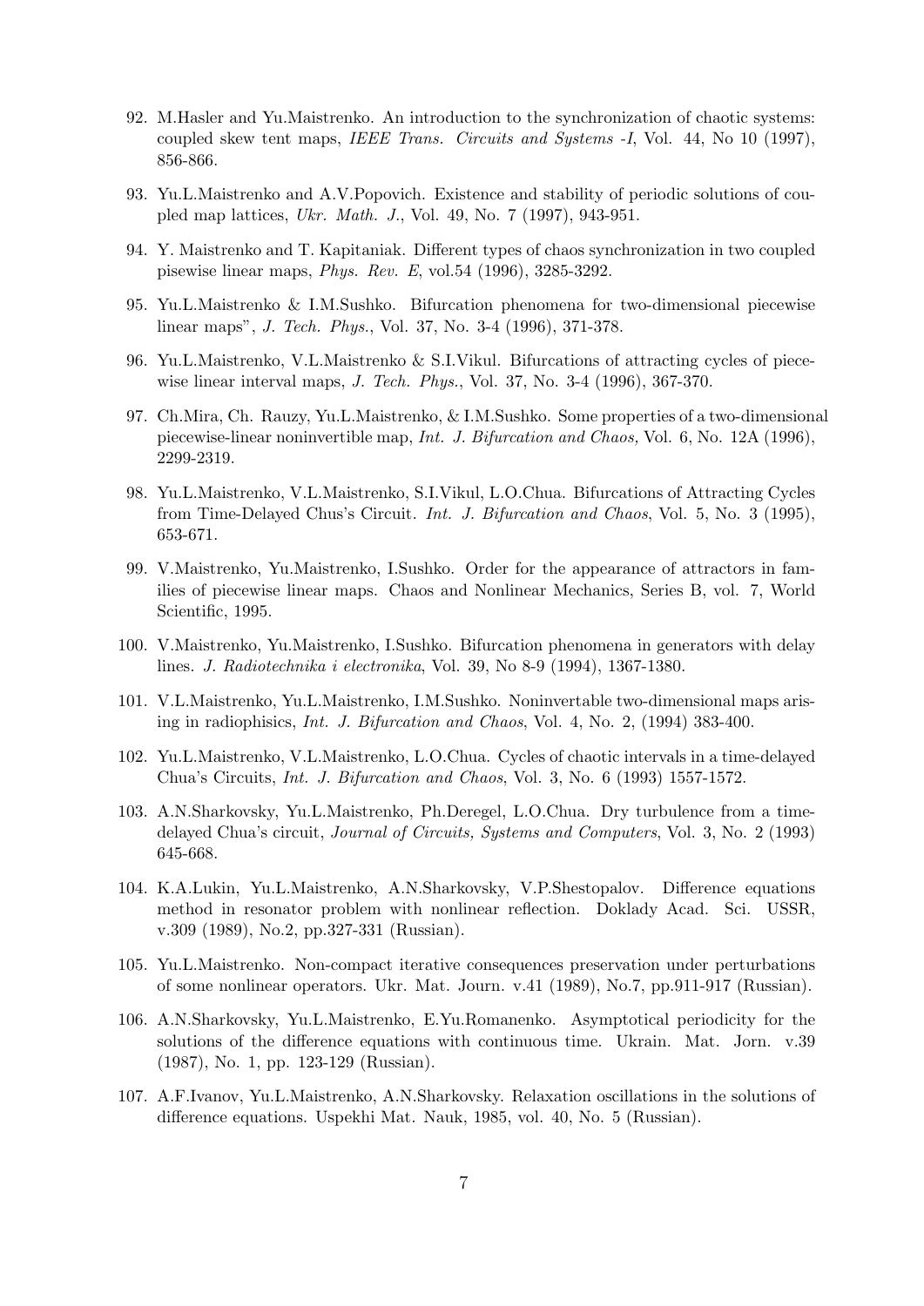92. M.Hasler and Yu.Maistrenko. An introduction to the synchronization of chaotic systems: coupled skew tent maps, *IEEE Trans. Circuits and Systems -I*, Vol. 44, No 10 (1997), 856-866.

93. Yu.L.Maistrenko and A.V.Popovich. Existence and stability of periodic solutions of coupled map lattices, *Ukr. Math. J.*, Vol. 49, No. 7 (1997), 943-951.

94. Y. Maistrenko and T. Kapitaniak. Different types of chaos synchronization in two coupled pisewise linear maps, *Phys. Rev. E*, vol.54 (1996), 3285-3292.

95. Yu.L.Maistrenko & I.M.Sushko. Bifurcation phenomena for two-dimensional piecewise linear maps", *J. Tech. Phys.*, Vol. 37, No. 3-4 (1996), 371-378.

96. Yu.L.Maistrenko, V.L.Maistrenko & S.I.Vikul. Bifurcations of attracting cycles of piecewise linear interval maps, *J. Tech. Phys.*, Vol. 37, No. 3-4 (1996), 367-370.

97. Ch.Mira, Ch. Rauzy, Yu.L.Maistrenko, & I.M.Sushko. Some properties of a two-dimensional piecewise-linear noninvertible map, *Int. J. Bifurcation and Chaos,* Vol. 6, No. 12A (1996), 2299-2319.

98. Yu.L.Maistrenko, V.L.Maistrenko, S.I.Vikul, L.O.Chua. Bifurcations of Attracting Cycles from Time-Delayed Chus's Circuit. *Int. J. Bifurcation and Chaos*, Vol. 5, No. 3 (1995), 653-671.

99. V.Maistrenko, Yu.Maistrenko, I.Sushko. Order for the appearance of attractors in families of piecewise linear maps. Chaos and Nonlinear Mechanics, Series B, vol. 7, World Scientific, 1995.

100. V.Maistrenko, Yu.Maistrenko, I.Sushko. Bifurcation phenomena in generators with delay lines. *J. Radiotechnika i electronika*, Vol. 39, No 8-9 (1994), 1367-1380.

101. V.L.Maistrenko, Yu.L.Maistrenko, I.M.Sushko. Noninvertable two-dimensional maps arising in radiophisics, *Int. J. Bifurcation and Chaos*, Vol. 4, No. 2, (1994) 383-400.

102. Yu.L.Maistrenko, V.L.Maistrenko, L.O.Chua. Cycles of chaotic intervals in a time-delayed Chua's Circuits, *Int. J. Bifurcation and Chaos*, Vol. 3, No. 6 (1993) 1557-1572.

103. A.N.Sharkovsky, Yu.L.Maistrenko, Ph.Deregel, L.O.Chua. Dry turbulence from a time-delayed Chua's circuit, *Journal of Circuits, Systems and Computers*, Vol. 3, No. 2 (1993) 645-668.

104. K.A.Lukin, Yu.L.Maistrenko, A.N.Sharkovsky, V.P.Shestopalov. Difference equations method in resonator problem with nonlinear reflection. Doklady Acad. Sci. USSR, v.309 (1989), No.2, pp.327-331 (Russian).

105. Yu.L.Maistrenko. Non-compact iterative consequences preservation under perturbations of some nonlinear operators. Ukr. Mat. Journ. v.41 (1989), No.7, pp.911-917 (Russian).

106. A.N.Sharkovsky, Yu.L.Maistrenko, E.Yu.Romanenko. Asymptotical periodicity for the solutions of the difference equations with continuous time. Ukrain. Mat. Jorn. v.39 (1987), No. 1, pp. 123-129 (Russian).

107. A.F.Ivanov, Yu.L.Maistrenko, A.N.Sharkovsky. Relaxation oscillations in the solutions of difference equations. Uspekhi Mat. Nauk, 1985, vol. 40, No. 5 (Russian).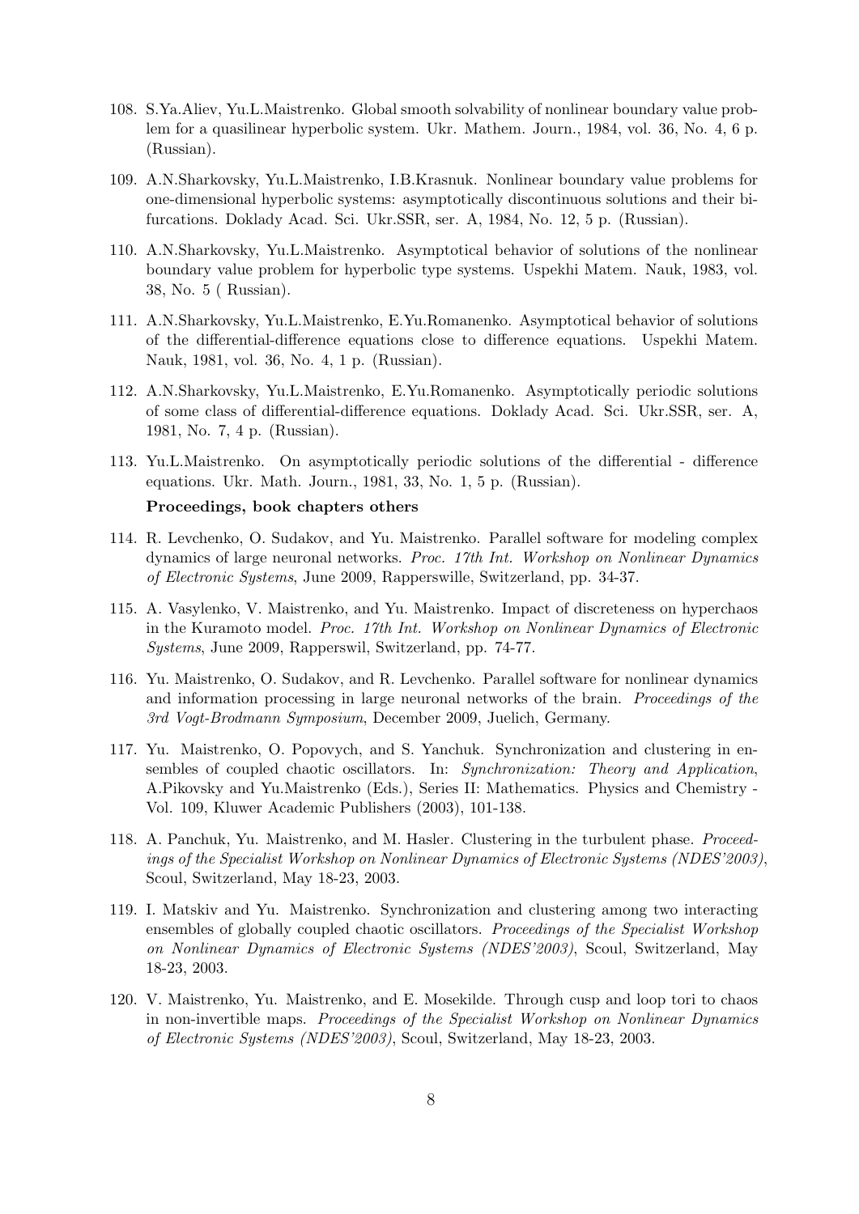108. S.Ya.Aliev, Yu.L.Maistrenko. Global smooth solvability of nonlinear boundary value problem for a quasilinear hyperbolic system. Ukr. Mathem. Journ., 1984, vol. 36, No. 4, 6 p. (Russian).

109. A.N.Sharkovsky, Yu.L.Maistrenko, I.B.Krasnuk. Nonlinear boundary value problems for one-dimensional hyperbolic systems: asymptotically discontinuous solutions and their bifurcations. Doklady Acad. Sci. Ukr.SSR, ser. A, 1984, No. 12, 5 p. (Russian).

110. A.N.Sharkovsky, Yu.L.Maistrenko. Asymptotical behavior of solutions of the nonlinear boundary value problem for hyperbolic type systems. Uspekhi Matem. Nauk, 1983, vol. 38, No. 5 ( Russian).

111. A.N.Sharkovsky, Yu.L.Maistrenko, E.Yu.Romanenko. Asymptotical behavior of solutions of the differential-difference equations close to difference equations. Uspekhi Matem. Nauk, 1981, vol. 36, No. 4, 1 p. (Russian).

112. A.N.Sharkovsky, Yu.L.Maistrenko, E.Yu.Romanenko. Asymptotically periodic solutions of some class of differential-difference equations. Doklady Acad. Sci. Ukr.SSR, ser. A, 1981, No. 7, 4 p. (Russian).

113. Yu.L.Maistrenko. On asymptotically periodic solutions of the differential - difference equations. Ukr. Math. Journ., 1981, 33, No. 1, 5 p. (Russian).

**Proceedings, book chapters others**

114. R. Levchenko, O. Sudakov, and Yu. Maistrenko. Parallel software for modeling complex dynamics of large neuronal networks. *Proc. 17th Int. Workshop on Nonlinear Dynamics of Electronic Systems*, June 2009, Rapperswille, Switzerland, pp. 34-37.

115. A. Vasylenko, V. Maistrenko, and Yu. Maistrenko. Impact of discreteness on hyperchaos in the Kuramoto model. *Proc. 17th Int. Workshop on Nonlinear Dynamics of Electronic Systems*, June 2009, Rapperswil, Switzerland, pp. 74-77.

116. Yu. Maistrenko, O. Sudakov, and R. Levchenko. Parallel software for nonlinear dynamics and information processing in large neuronal networks of the brain. *Proceedings of the 3rd Vogt-Brodmann Symposium*, December 2009, Juelich, Germany.

117. Yu. Maistrenko, O. Popovych, and S. Yanchuk. Synchronization and clustering in ensembles of coupled chaotic oscillators. In: *Synchronization: Theory and Application*, A.Pikovsky and Yu.Maistrenko (Eds.), Series II: Mathematics. Physics and Chemistry - Vol. 109, Kluwer Academic Publishers (2003), 101-138.

118. A. Panchuk, Yu. Maistrenko, and M. Hasler. Clustering in the turbulent phase. *Proceedings of the Specialist Workshop on Nonlinear Dynamics of Electronic Systems (NDES'2003)*, Scoul, Switzerland, May 18-23, 2003.

119. I. Matskiv and Yu. Maistrenko. Synchronization and clustering among two interacting ensembles of globally coupled chaotic oscillators. *Proceedings of the Specialist Workshop on Nonlinear Dynamics of Electronic Systems (NDES'2003)*, Scoul, Switzerland, May 18-23, 2003.

120. V. Maistrenko, Yu. Maistrenko, and E. Mosekilde. Through cusp and loop tori to chaos in non-invertible maps. *Proceedings of the Specialist Workshop on Nonlinear Dynamics of Electronic Systems (NDES'2003)*, Scoul, Switzerland, May 18-23, 2003.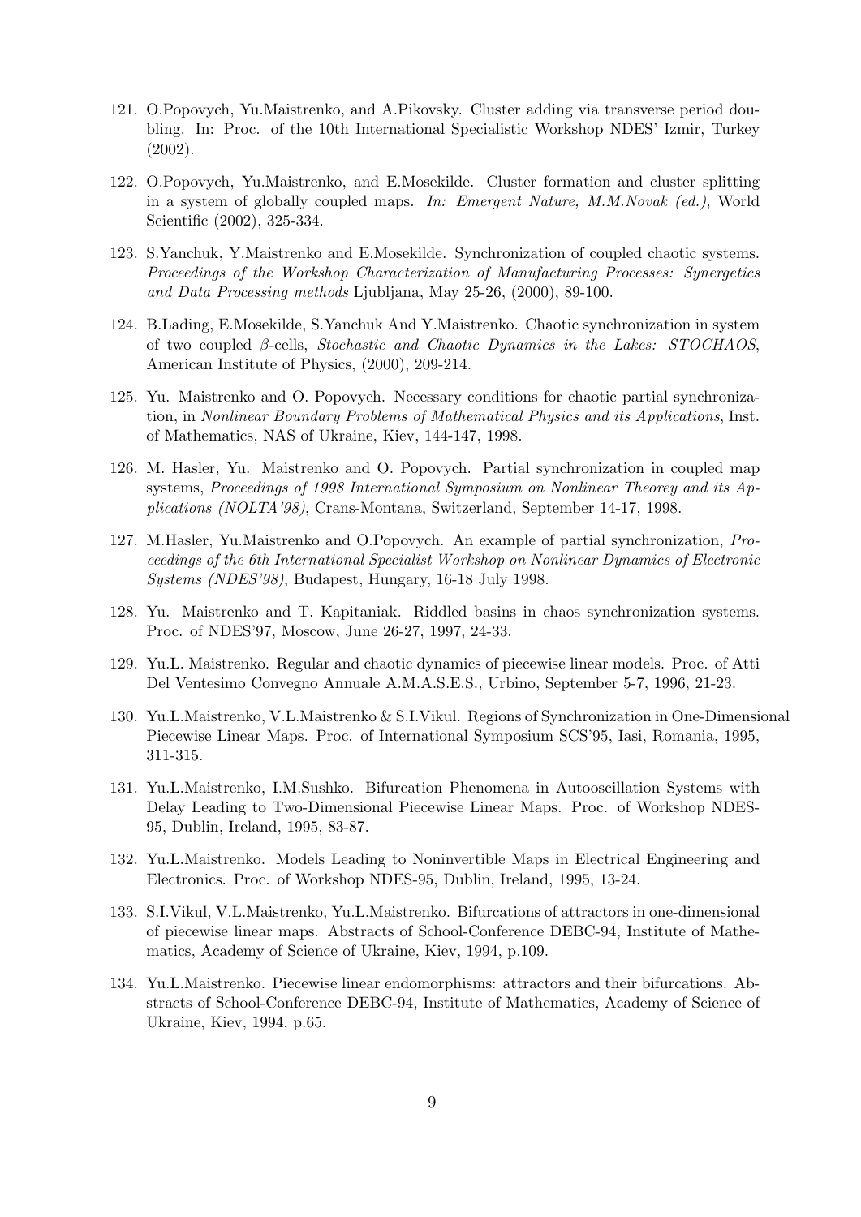121. O.Popovych, Yu.Maistrenko, and A.Pikovsky. Cluster adding via transverse period doubling. In: Proc. of the 10th International Specialistic Workshop NDES' Izmir, Turkey (2002).

122. O.Popovych, Yu.Maistrenko, and E.Mosekilde. Cluster formation and cluster splitting in a system of globally coupled maps. *In: Emergent Nature, M.M.Novak (ed.)*, World Scientific (2002), 325-334.

123. S.Yanchuk, Y.Maistrenko and E.Mosekilde. Synchronization of coupled chaotic systems. *Proceedings of the Workshop Characterization of Manufacturing Processes: Synergetics and Data Processing methods* Ljubljana, May 25-26, (2000), 89-100.

124. B.Lading, E.Mosekilde, S.Yanchuk And Y.Maistrenko. Chaotic synchronization in system of two coupled $\beta$-cells, *Stochastic and Chaotic Dynamics in the Lakes: STOCHAOS*, American Institute of Physics, (2000), 209-214.

125. Yu. Maistrenko and O. Popovych. Necessary conditions for chaotic partial synchronization, in *Nonlinear Boundary Problems of Mathematical Physics and its Applications*, Inst. of Mathematics, NAS of Ukraine, Kiev, 144-147, 1998.

126. M. Hasler, Yu. Maistrenko and O. Popovych. Partial synchronization in coupled map systems, *Proceedings of 1998 International Symposium on Nonlinear Theorey and its Applications (NOLTA'98)*, Crans-Montana, Switzerland, September 14-17, 1998.

127. M.Hasler, Yu.Maistrenko and O.Popovych. An example of partial synchronization, *Proceedings of the 6th International Specialist Workshop on Nonlinear Dynamics of Electronic Systems (NDES'98)*, Budapest, Hungary, 16-18 July 1998.

128. Yu. Maistrenko and T. Kapitaniak. Riddled basins in chaos synchronization systems. Proc. of NDES'97, Moscow, June 26-27, 1997, 24-33.

129. Yu.L. Maistrenko. Regular and chaotic dynamics of piecewise linear models. Proc. of Atti Del Ventesimo Convegno Annuale A.M.A.S.E.S., Urbino, September 5-7, 1996, 21-23.

130. Yu.L.Maistrenko, V.L.Maistrenko & S.I.Vikul. Regions of Synchronization in One-Dimensional Piecewise Linear Maps. Proc. of International Symposium SCS'95, Iasi, Romania, 1995, 311-315.

131. Yu.L.Maistrenko, I.M.Sushko. Bifurcation Phenomena in Autooscillation Systems with Delay Leading to Two-Dimensional Piecewise Linear Maps. Proc. of Workshop NDES-95, Dublin, Ireland, 1995, 83-87.

132. Yu.L.Maistrenko. Models Leading to Noninvertible Maps in Electrical Engineering and Electronics. Proc. of Workshop NDES-95, Dublin, Ireland, 1995, 13-24.

133. S.I.Vikul, V.L.Maistrenko, Yu.L.Maistrenko. Bifurcations of attractors in one-dimensional of piecewise linear maps. Abstracts of School-Conference DEBC-94, Institute of Mathematics, Academy of Science of Ukraine, Kiev, 1994, p.109.

134. Yu.L.Maistrenko. Piecewise linear endomorphisms: attractors and their bifurcations. Abstracts of School-Conference DEBC-94, Institute of Mathematics, Academy of Science of Ukraine, Kiev, 1994, p.65.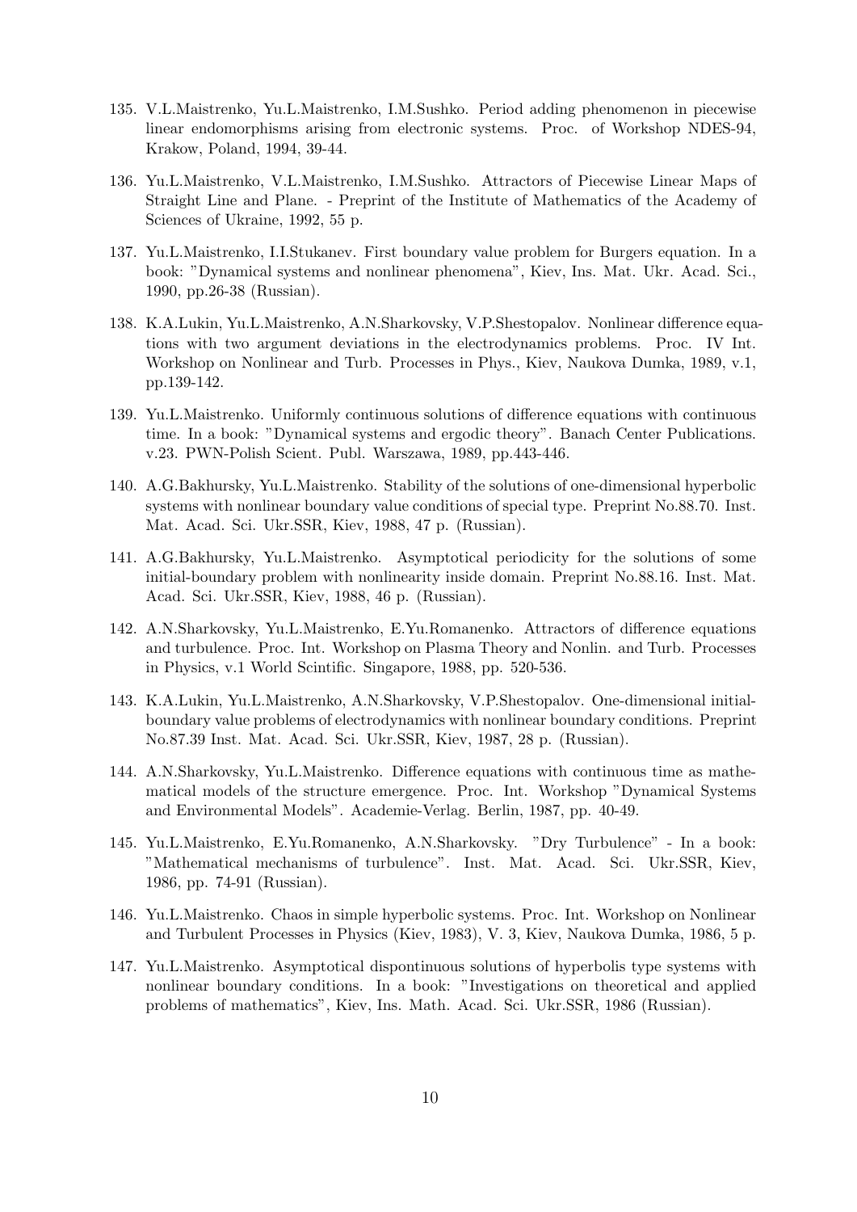135. V.L.Maistrenko, Yu.L.Maistrenko, I.M.Sushko. Period adding phenomenon in piecewise linear endomorphisms arising from electronic systems. Proc. of Workshop NDES-94, Krakow, Poland, 1994, 39-44.

136. Yu.L.Maistrenko, V.L.Maistrenko, I.M.Sushko. Attractors of Piecewise Linear Maps of Straight Line and Plane. - Preprint of the Institute of Mathematics of the Academy of Sciences of Ukraine, 1992, 55 p.

137. Yu.L.Maistrenko, I.I.Stukanev. First boundary value problem for Burgers equation. In a book: "Dynamical systems and nonlinear phenomena", Kiev, Ins. Mat. Ukr. Acad. Sci., 1990, pp.26-38 (Russian).

138. K.A.Lukin, Yu.L.Maistrenko, A.N.Sharkovsky, V.P.Shestopalov. Nonlinear difference equations with two argument deviations in the electrodynamics problems. Proc. IV Int. Workshop on Nonlinear and Turb. Processes in Phys., Kiev, Naukova Dumka, 1989, v.1, pp.139-142.

139. Yu.L.Maistrenko. Uniformly continuous solutions of difference equations with continuous time. In a book: "Dynamical systems and ergodic theory". Banach Center Publications. v.23. PWN-Polish Scient. Publ. Warszawa, 1989, pp.443-446.

140. A.G.Bakhursky, Yu.L.Maistrenko. Stability of the solutions of one-dimensional hyperbolic systems with nonlinear boundary value conditions of special type. Preprint No.88.70. Inst. Mat. Acad. Sci. Ukr.SSR, Kiev, 1988, 47 p. (Russian).

141. A.G.Bakhursky, Yu.L.Maistrenko. Asymptotical periodicity for the solutions of some initial-boundary problem with nonlinearity inside domain. Preprint No.88.16. Inst. Mat. Acad. Sci. Ukr.SSR, Kiev, 1988, 46 p. (Russian).

142. A.N.Sharkovsky, Yu.L.Maistrenko, E.Yu.Romanenko. Attractors of difference equations and turbulence. Proc. Int. Workshop on Plasma Theory and Nonlin. and Turb. Processes in Physics, v.1 World Scintific. Singapore, 1988, pp. 520-536.

143. K.A.Lukin, Yu.L.Maistrenko, A.N.Sharkovsky, V.P.Shestopalov. One-dimensional initial-boundary value problems of electrodynamics with nonlinear boundary conditions. Preprint No.87.39 Inst. Mat. Acad. Sci. Ukr.SSR, Kiev, 1987, 28 p. (Russian).

144. A.N.Sharkovsky, Yu.L.Maistrenko. Difference equations with continuous time as mathematical models of the structure emergence. Proc. Int. Workshop "Dynamical Systems and Environmental Models". Academie-Verlag. Berlin, 1987, pp. 40-49.

145. Yu.L.Maistrenko, E.Yu.Romanenko, A.N.Sharkovsky. "Dry Turbulence" - In a book: "Mathematical mechanisms of turbulence". Inst. Mat. Acad. Sci. Ukr.SSR, Kiev, 1986, pp. 74-91 (Russian).

146. Yu.L.Maistrenko. Chaos in simple hyperbolic systems. Proc. Int. Workshop on Nonlinear and Turbulent Processes in Physics (Kiev, 1983), V. 3, Kiev, Naukova Dumka, 1986, 5 p.

147. Yu.L.Maistrenko. Asymptotical dispontinuous solutions of hyperbolis type systems with nonlinear boundary conditions. In a book: "Investigations on theoretical and applied problems of mathematics", Kiev, Ins. Math. Acad. Sci. Ukr.SSR, 1986 (Russian).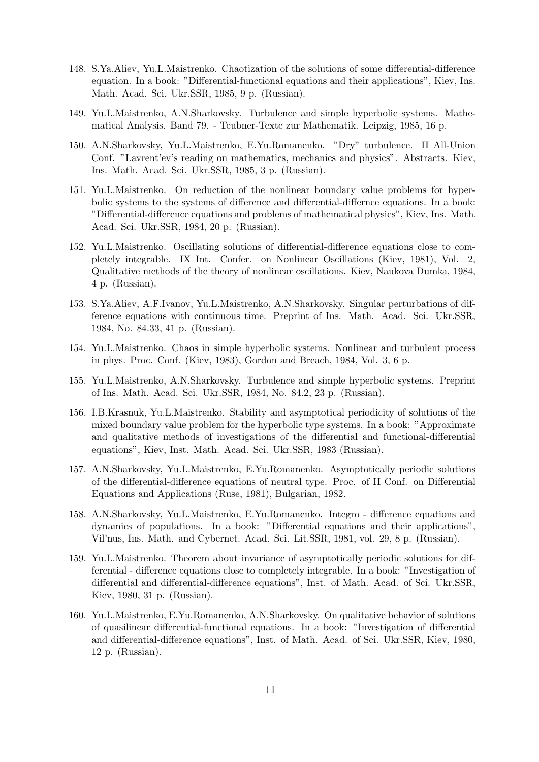148. S.Ya.Aliev, Yu.L.Maistrenko. Chaotization of the solutions of some differential-difference equation. In a book: "Differential-functional equations and their applications", Kiev, Ins. Math. Acad. Sci. Ukr.SSR, 1985, 9 p. (Russian).

149. Yu.L.Maistrenko, A.N.Sharkovsky. Turbulence and simple hyperbolic systems. Mathematical Analysis. Band 79. - Teubner-Texte zur Mathematik. Leipzig, 1985, 16 p.

150. A.N.Sharkovsky, Yu.L.Maistrenko, E.Yu.Romanenko. "Dry" turbulence. II All-Union Conf. "Lavrent'ev's reading on mathematics, mechanics and physics". Abstracts. Kiev, Ins. Math. Acad. Sci. Ukr.SSR, 1985, 3 p. (Russian).

151. Yu.L.Maistrenko. On reduction of the nonlinear boundary value problems for hyperbolic systems to the systems of difference and differential-differnce equations. In a book: "Differential-difference equations and problems of mathematical physics", Kiev, Ins. Math. Acad. Sci. Ukr.SSR, 1984, 20 p. (Russian).

152. Yu.L.Maistrenko. Oscillating solutions of differential-difference equations close to completely integrable. IX Int. Confer. on Nonlinear Oscillations (Kiev, 1981), Vol. 2, Qualitative methods of the theory of nonlinear oscillations. Kiev, Naukova Dumka, 1984, 4 p. (Russian).

153. S.Ya.Aliev, A.F.Ivanov, Yu.L.Maistrenko, A.N.Sharkovsky. Singular perturbations of difference equations with continuous time. Preprint of Ins. Math. Acad. Sci. Ukr.SSR, 1984, No. 84.33, 41 p. (Russian).

154. Yu.L.Maistrenko. Chaos in simple hyperbolic systems. Nonlinear and turbulent process in phys. Proc. Conf. (Kiev, 1983), Gordon and Breach, 1984, Vol. 3, 6 p.

155. Yu.L.Maistrenko, A.N.Sharkovsky. Turbulence and simple hyperbolic systems. Preprint of Ins. Math. Acad. Sci. Ukr.SSR, 1984, No. 84.2, 23 p. (Russian).

156. I.B.Krasnuk, Yu.L.Maistrenko. Stability and asymptotical periodicity of solutions of the mixed boundary value problem for the hyperbolic type systems. In a book: "Approximate and qualitative methods of investigations of the differential and functional-differential equations", Kiev, Inst. Math. Acad. Sci. Ukr.SSR, 1983 (Russian).

157. A.N.Sharkovsky, Yu.L.Maistrenko, E.Yu.Romanenko. Asymptotically periodic solutions of the differential-difference equations of neutral type. Proc. of II Conf. on Differential Equations and Applications (Ruse, 1981), Bulgarian, 1982.

158. A.N.Sharkovsky, Yu.L.Maistrenko, E.Yu.Romanenko. Integro - difference equations and dynamics of populations. In a book: "Differential equations and their applications", Vil'nus, Ins. Math. and Cybernet. Acad. Sci. Lit.SSR, 1981, vol. 29, 8 p. (Russian).

159. Yu.L.Maistrenko. Theorem about invariance of asymptotically periodic solutions for differential - difference equations close to completely integrable. In a book: "Investigation of differential and differential-difference equations", Inst. of Math. Acad. of Sci. Ukr.SSR, Kiev, 1980, 31 p. (Russian).

160. Yu.L.Maistrenko, E.Yu.Romanenko, A.N.Sharkovsky. On qualitative behavior of solutions of quasilinear differential-functional equations. In a book: "Investigation of differential and differential-difference equations", Inst. of Math. Acad. of Sci. Ukr.SSR, Kiev, 1980, 12 p. (Russian).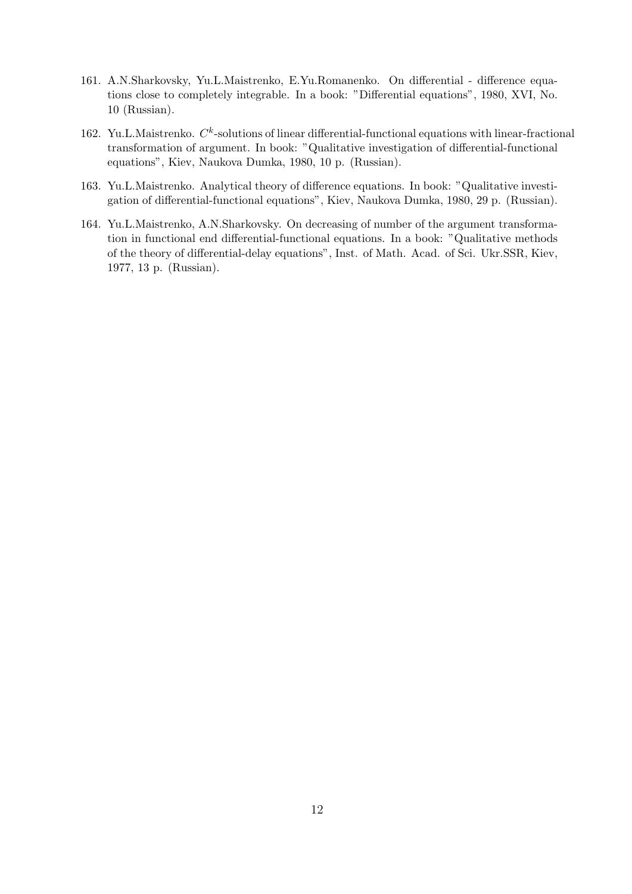161. A.N.Sharkovsky, Yu.L.Maistrenko, E.Yu.Romanenko. On differential - difference equations close to completely integrable. In a book: "Differential equations", 1980, XVI, No. 10 (Russian).

162. Yu.L.Maistrenko. $C^k$-solutions of linear differential-functional equations with linear-fractional transformation of argument. In book: "Qualitative investigation of differential-functional equations", Kiev, Naukova Dumka, 1980, 10 p. (Russian).

163. Yu.L.Maistrenko. Analytical theory of difference equations. In book: "Qualitative investigation of differential-functional equations", Kiev, Naukova Dumka, 1980, 29 p. (Russian).

164. Yu.L.Maistrenko, A.N.Sharkovsky. On decreasing of number of the argument transformation in functional end differential-functional equations. In a book: "Qualitative methods of the theory of differential-delay equations", Inst. of Math. Acad. of Sci. Ukr.SSR, Kiev, 1977, 13 p. (Russian).